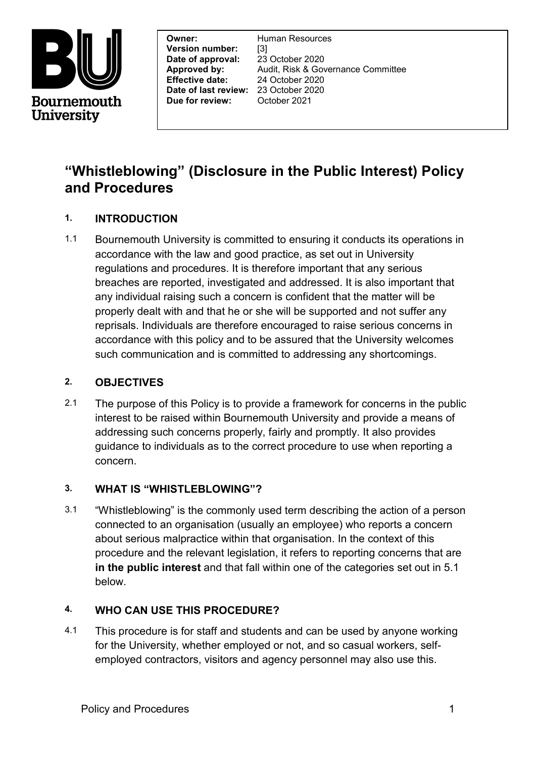Bournemouth University

| | |
|---|---|
| **Owner:** | Human Resources |
| **Version number:** | [3] |
| **Date of approval:** | 23 October 2020 |
| **Approved by:** | Audit, Risk & Governance Committee |
| **Effective date:** | 24 October 2020 |
| **Date of last review:** | 23 October 2020 |
| **Due for review:** | October 2021 |

# "Whistleblowing" (Disclosure in the Public Interest) Policy and Procedures

## 1. INTRODUCTION

1.1 Bournemouth University is committed to ensuring it conducts its operations in accordance with the law and good practice, as set out in University regulations and procedures. It is therefore important that any serious breaches are reported, investigated and addressed. It is also important that any individual raising such a concern is confident that the matter will be properly dealt with and that he or she will be supported and not suffer any reprisals. Individuals are therefore encouraged to raise serious concerns in accordance with this policy and to be assured that the University welcomes such communication and is committed to addressing any shortcomings.

## 2. OBJECTIVES

2.1 The purpose of this Policy is to provide a framework for concerns in the public interest to be raised within Bournemouth University and provide a means of addressing such concerns properly, fairly and promptly. It also provides guidance to individuals as to the correct procedure to use when reporting a concern.

## 3. WHAT IS "WHISTLEBLOWING"?

3.1 "Whistleblowing" is the commonly used term describing the action of a person connected to an organisation (usually an employee) who reports a concern about serious malpractice within that organisation. In the context of this procedure and the relevant legislation, it refers to reporting concerns that are **in the public interest** and that fall within one of the categories set out in 5.1 below.

## 4. WHO CAN USE THIS PROCEDURE?

4.1 This procedure is for staff and students and can be used by anyone working for the University, whether employed or not, and so casual workers, self-employed contractors, visitors and agency personnel may also use this.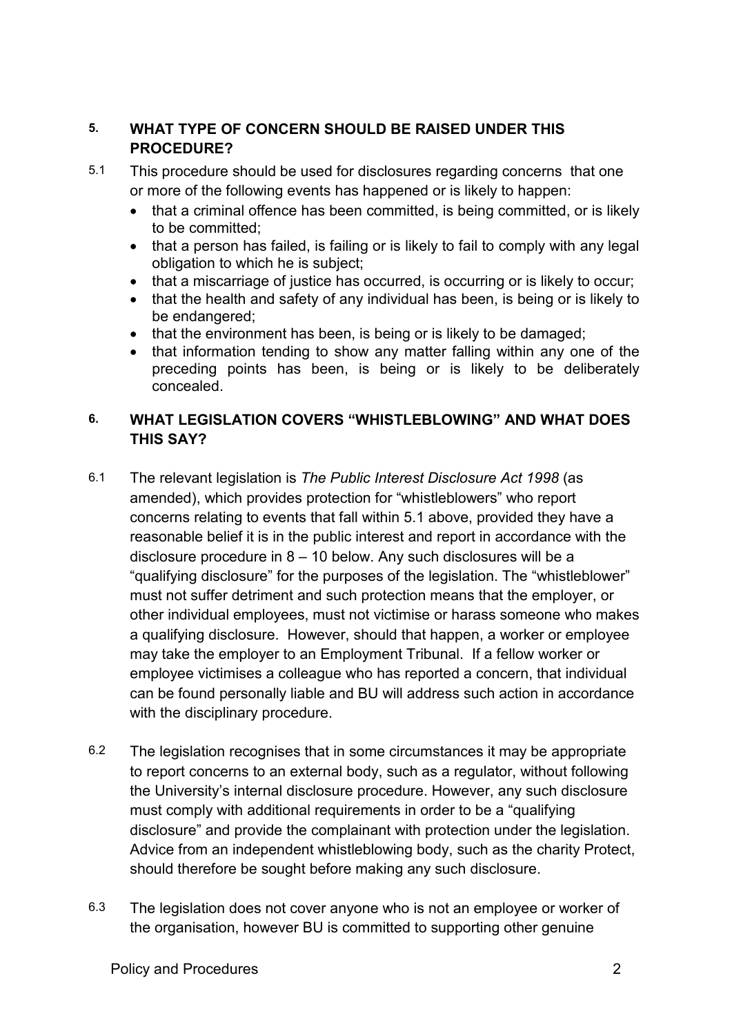## 5. WHAT TYPE OF CONCERN SHOULD BE RAISED UNDER THIS PROCEDURE?

5.1 This procedure should be used for disclosures regarding concerns that one or more of the following events has happened or is likely to happen:

- that a criminal offence has been committed, is being committed, or is likely to be committed;
- that a person has failed, is failing or is likely to fail to comply with any legal obligation to which he is subject;
- that a miscarriage of justice has occurred, is occurring or is likely to occur;
- that the health and safety of any individual has been, is being or is likely to be endangered;
- that the environment has been, is being or is likely to be damaged;
- that information tending to show any matter falling within any one of the preceding points has been, is being or is likely to be deliberately concealed.

## 6. WHAT LEGISLATION COVERS "WHISTLEBLOWING" AND WHAT DOES THIS SAY?

6.1 The relevant legislation is *The Public Interest Disclosure Act 1998* (as amended), which provides protection for "whistleblowers" who report concerns relating to events that fall within 5.1 above, provided they have a reasonable belief it is in the public interest and report in accordance with the disclosure procedure in 8 – 10 below. Any such disclosures will be a "qualifying disclosure" for the purposes of the legislation. The "whistleblower" must not suffer detriment and such protection means that the employer, or other individual employees, must not victimise or harass someone who makes a qualifying disclosure. However, should that happen, a worker or employee may take the employer to an Employment Tribunal. If a fellow worker or employee victimises a colleague who has reported a concern, that individual can be found personally liable and BU will address such action in accordance with the disciplinary procedure.

6.2 The legislation recognises that in some circumstances it may be appropriate to report concerns to an external body, such as a regulator, without following the University's internal disclosure procedure. However, any such disclosure must comply with additional requirements in order to be a "qualifying disclosure" and provide the complainant with protection under the legislation. Advice from an independent whistleblowing body, such as the charity Protect, should therefore be sought before making any such disclosure.

6.3 The legislation does not cover anyone who is not an employee or worker of the organisation, however BU is committed to supporting other genuine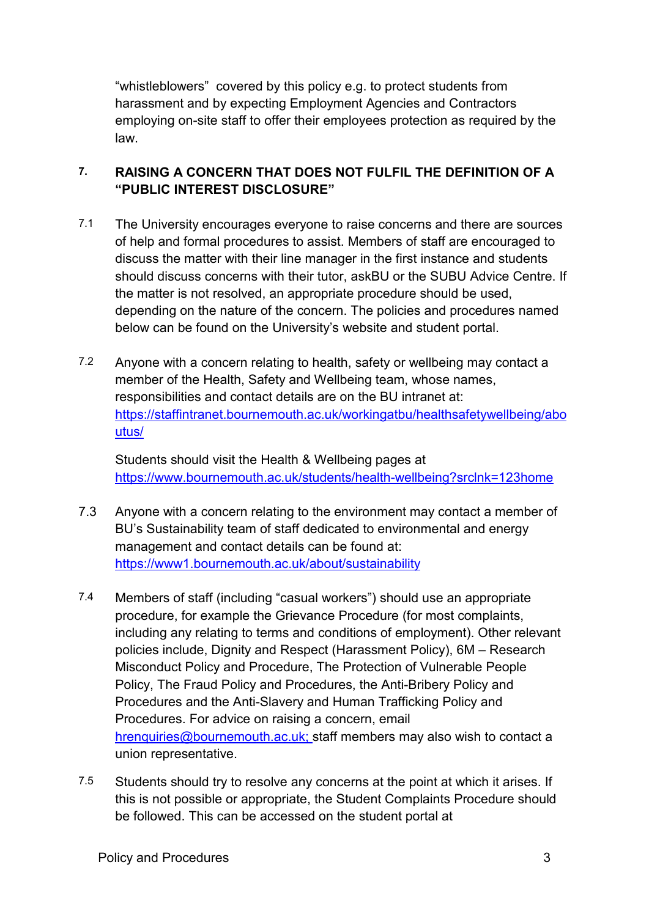"whistleblowers" covered by this policy e.g. to protect students from harassment and by expecting Employment Agencies and Contractors employing on-site staff to offer their employees protection as required by the law.

## 7. RAISING A CONCERN THAT DOES NOT FULFIL THE DEFINITION OF A "PUBLIC INTEREST DISCLOSURE"

7.1 The University encourages everyone to raise concerns and there are sources of help and formal procedures to assist. Members of staff are encouraged to discuss the matter with their line manager in the first instance and students should discuss concerns with their tutor, askBU or the SUBU Advice Centre. If the matter is not resolved, an appropriate procedure should be used, depending on the nature of the concern. The policies and procedures named below can be found on the University's website and student portal.

7.2 Anyone with a concern relating to health, safety or wellbeing may contact a member of the Health, Safety and Wellbeing team, whose names, responsibilities and contact details are on the BU intranet at: [https://staffintranet.bournemouth.ac.uk/workingatbu/healthsafetywellbeing/aboutus/](https://staffintranet.bournemouth.ac.uk/workingatbu/healthsafetywellbeing/aboutus/)

Students should visit the Health & Wellbeing pages at [https://www.bournemouth.ac.uk/students/health-wellbeing?srclnk=123home](https://www.bournemouth.ac.uk/students/health-wellbeing?srclnk=123home)

7.3 Anyone with a concern relating to the environment may contact a member of BU's Sustainability team of staff dedicated to environmental and energy management and contact details can be found at: [https://www1.bournemouth.ac.uk/about/sustainability](https://www1.bournemouth.ac.uk/about/sustainability)

7.4 Members of staff (including "casual workers") should use an appropriate procedure, for example the Grievance Procedure (for most complaints, including any relating to terms and conditions of employment). Other relevant policies include, Dignity and Respect (Harassment Policy), 6M – Research Misconduct Policy and Procedure, The Protection of Vulnerable People Policy, The Fraud Policy and Procedures, the Anti-Bribery Policy and Procedures and the Anti-Slavery and Human Trafficking Policy and Procedures. For advice on raising a concern, email [hrenquiries@bournemouth.ac.uk;](mailto:hrenquiries@bournemouth.ac.uk) staff members may also wish to contact a union representative.

7.5 Students should try to resolve any concerns at the point at which it arises. If this is not possible or appropriate, the Student Complaints Procedure should be followed. This can be accessed on the student portal at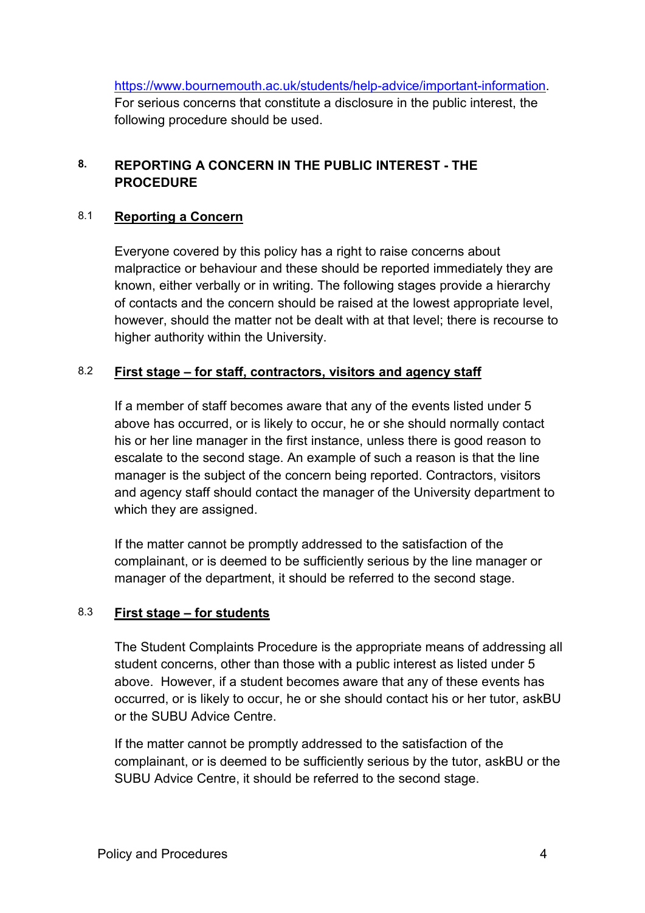https://www.bournemouth.ac.uk/students/help-advice/important-information. For serious concerns that constitute a disclosure in the public interest, the following procedure should be used.

## 8. REPORTING A CONCERN IN THE PUBLIC INTEREST - THE PROCEDURE

### 8.1 Reporting a Concern

Everyone covered by this policy has a right to raise concerns about malpractice or behaviour and these should be reported immediately they are known, either verbally or in writing. The following stages provide a hierarchy of contacts and the concern should be raised at the lowest appropriate level, however, should the matter not be dealt with at that level; there is recourse to higher authority within the University.

### 8.2 First stage – for staff, contractors, visitors and agency staff

If a member of staff becomes aware that any of the events listed under 5 above has occurred, or is likely to occur, he or she should normally contact his or her line manager in the first instance, unless there is good reason to escalate to the second stage. An example of such a reason is that the line manager is the subject of the concern being reported. Contractors, visitors and agency staff should contact the manager of the University department to which they are assigned.

If the matter cannot be promptly addressed to the satisfaction of the complainant, or is deemed to be sufficiently serious by the line manager or manager of the department, it should be referred to the second stage.

### 8.3 First stage – for students

The Student Complaints Procedure is the appropriate means of addressing all student concerns, other than those with a public interest as listed under 5 above. However, if a student becomes aware that any of these events has occurred, or is likely to occur, he or she should contact his or her tutor, askBU or the SUBU Advice Centre.

If the matter cannot be promptly addressed to the satisfaction of the complainant, or is deemed to be sufficiently serious by the tutor, askBU or the SUBU Advice Centre, it should be referred to the second stage.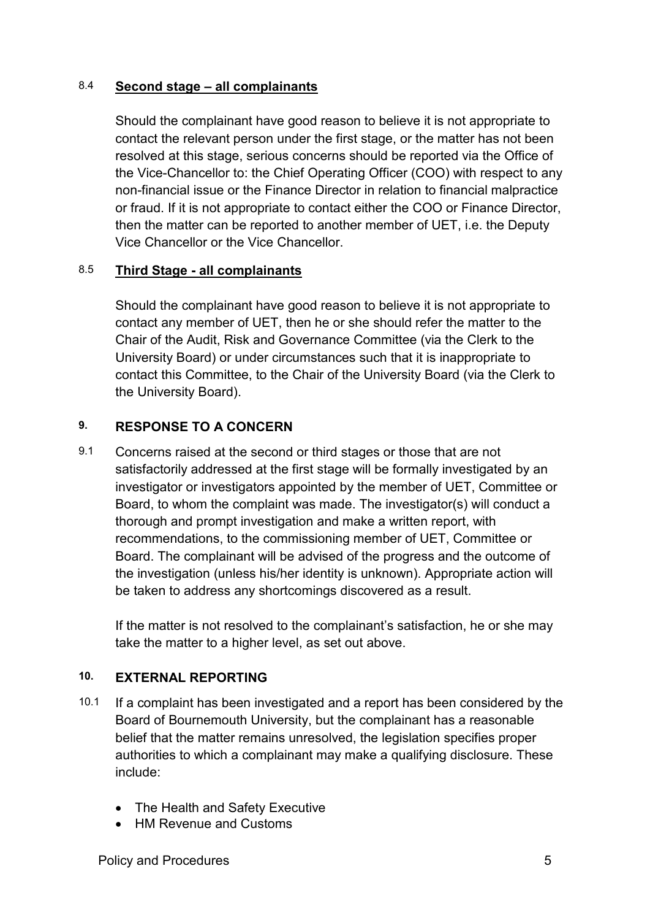### 8.4 **Second stage – all complainants**

Should the complainant have good reason to believe it is not appropriate to contact the relevant person under the first stage, or the matter has not been resolved at this stage, serious concerns should be reported via the Office of the Vice-Chancellor to: the Chief Operating Officer (COO) with respect to any non-financial issue or the Finance Director in relation to financial malpractice or fraud. If it is not appropriate to contact either the COO or Finance Director, then the matter can be reported to another member of UET, i.e. the Deputy Vice Chancellor or the Vice Chancellor.

### 8.5 **Third Stage - all complainants**

Should the complainant have good reason to believe it is not appropriate to contact any member of UET, then he or she should refer the matter to the Chair of the Audit, Risk and Governance Committee (via the Clerk to the University Board) or under circumstances such that it is inappropriate to contact this Committee, to the Chair of the University Board (via the Clerk to the University Board).

## 9. RESPONSE TO A CONCERN

9.1 Concerns raised at the second or third stages or those that are not satisfactorily addressed at the first stage will be formally investigated by an investigator or investigators appointed by the member of UET, Committee or Board, to whom the complaint was made. The investigator(s) will conduct a thorough and prompt investigation and make a written report, with recommendations, to the commissioning member of UET, Committee or Board. The complainant will be advised of the progress and the outcome of the investigation (unless his/her identity is unknown). Appropriate action will be taken to address any shortcomings discovered as a result.

If the matter is not resolved to the complainant's satisfaction, he or she may take the matter to a higher level, as set out above.

## 10. EXTERNAL REPORTING

10.1 If a complaint has been investigated and a report has been considered by the Board of Bournemouth University, but the complainant has a reasonable belief that the matter remains unresolved, the legislation specifies proper authorities to which a complainant may make a qualifying disclosure. These include:

- The Health and Safety Executive
- HM Revenue and Customs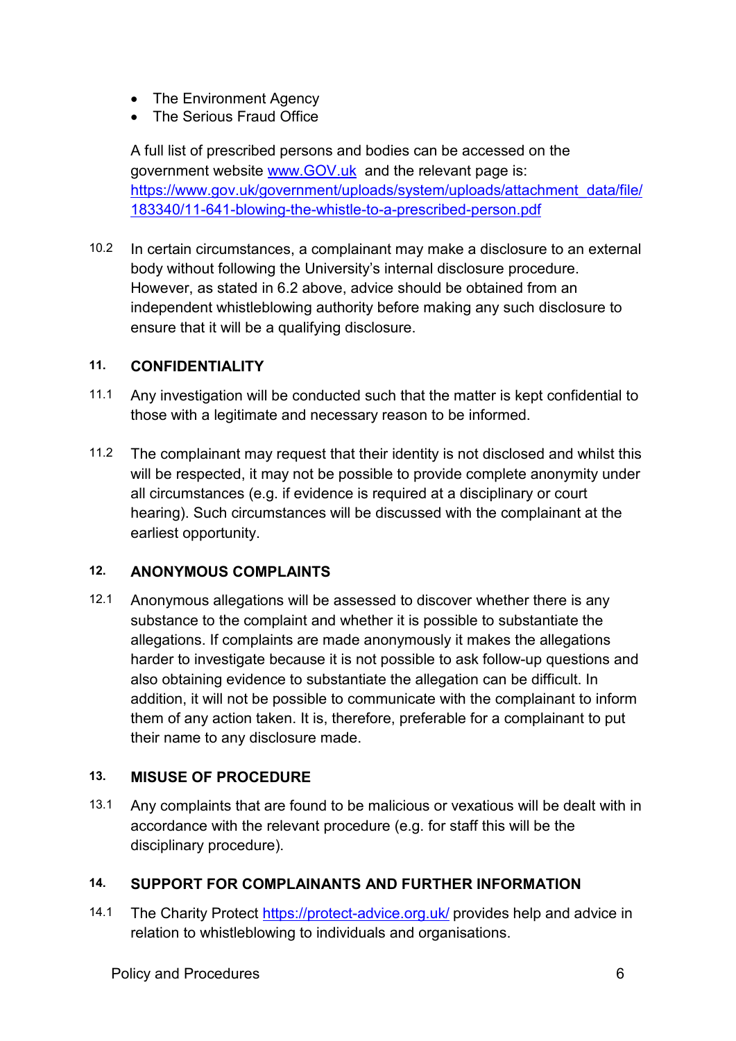- The Environment Agency
- The Serious Fraud Office

A full list of prescribed persons and bodies can be accessed on the government website [www.GOV.uk](http://www.GOV.uk) and the relevant page is: [https://www.gov.uk/government/uploads/system/uploads/attachment_data/file/183340/11-641-blowing-the-whistle-to-a-prescribed-person.pdf](https://www.gov.uk/government/uploads/system/uploads/attachment_data/file/183340/11-641-blowing-the-whistle-to-a-prescribed-person.pdf)

10.2 In certain circumstances, a complainant may make a disclosure to an external body without following the University's internal disclosure procedure. However, as stated in 6.2 above, advice should be obtained from an independent whistleblowing authority before making any such disclosure to ensure that it will be a qualifying disclosure.

## 11. CONFIDENTIALITY

11.1 Any investigation will be conducted such that the matter is kept confidential to those with a legitimate and necessary reason to be informed.

11.2 The complainant may request that their identity is not disclosed and whilst this will be respected, it may not be possible to provide complete anonymity under all circumstances (e.g. if evidence is required at a disciplinary or court hearing). Such circumstances will be discussed with the complainant at the earliest opportunity.

## 12. ANONYMOUS COMPLAINTS

12.1 Anonymous allegations will be assessed to discover whether there is any substance to the complaint and whether it is possible to substantiate the allegations. If complaints are made anonymously it makes the allegations harder to investigate because it is not possible to ask follow-up questions and also obtaining evidence to substantiate the allegation can be difficult. In addition, it will not be possible to communicate with the complainant to inform them of any action taken. It is, therefore, preferable for a complainant to put their name to any disclosure made.

## 13. MISUSE OF PROCEDURE

13.1 Any complaints that are found to be malicious or vexatious will be dealt with in accordance with the relevant procedure (e.g. for staff this will be the disciplinary procedure).

## 14. SUPPORT FOR COMPLAINANTS AND FURTHER INFORMATION

14.1 The Charity Protect [https://protect-advice.org.uk/](https://protect-advice.org.uk/) provides help and advice in relation to whistleblowing to individuals and organisations.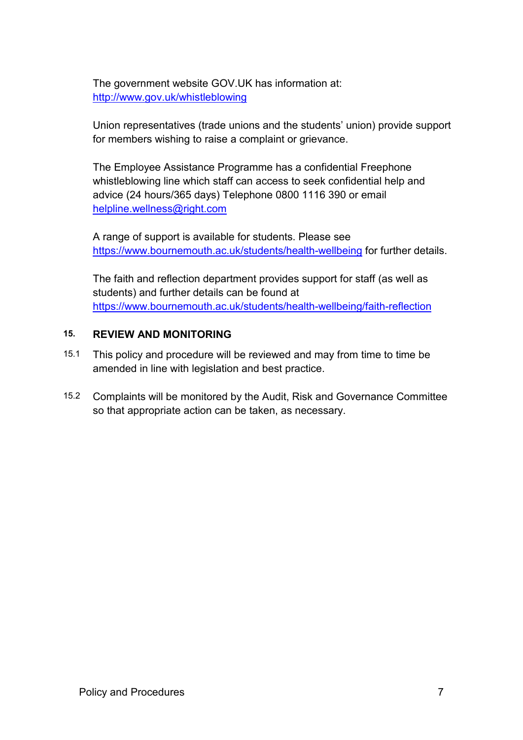The government website GOV.UK has information at: http://www.gov.uk/whistleblowing

Union representatives (trade unions and the students' union) provide support for members wishing to raise a complaint or grievance.

The Employee Assistance Programme has a confidential Freephone whistleblowing line which staff can access to seek confidential help and advice (24 hours/365 days) Telephone 0800 1116 390 or email helpline.wellness@right.com

A range of support is available for students. Please see https://www.bournemouth.ac.uk/students/health-wellbeing for further details.

The faith and reflection department provides support for staff (as well as students) and further details can be found at https://www.bournemouth.ac.uk/students/health-wellbeing/faith-reflection

## 15. REVIEW AND MONITORING

15.1 This policy and procedure will be reviewed and may from time to time be amended in line with legislation and best practice.

15.2 Complaints will be monitored by the Audit, Risk and Governance Committee so that appropriate action can be taken, as necessary.